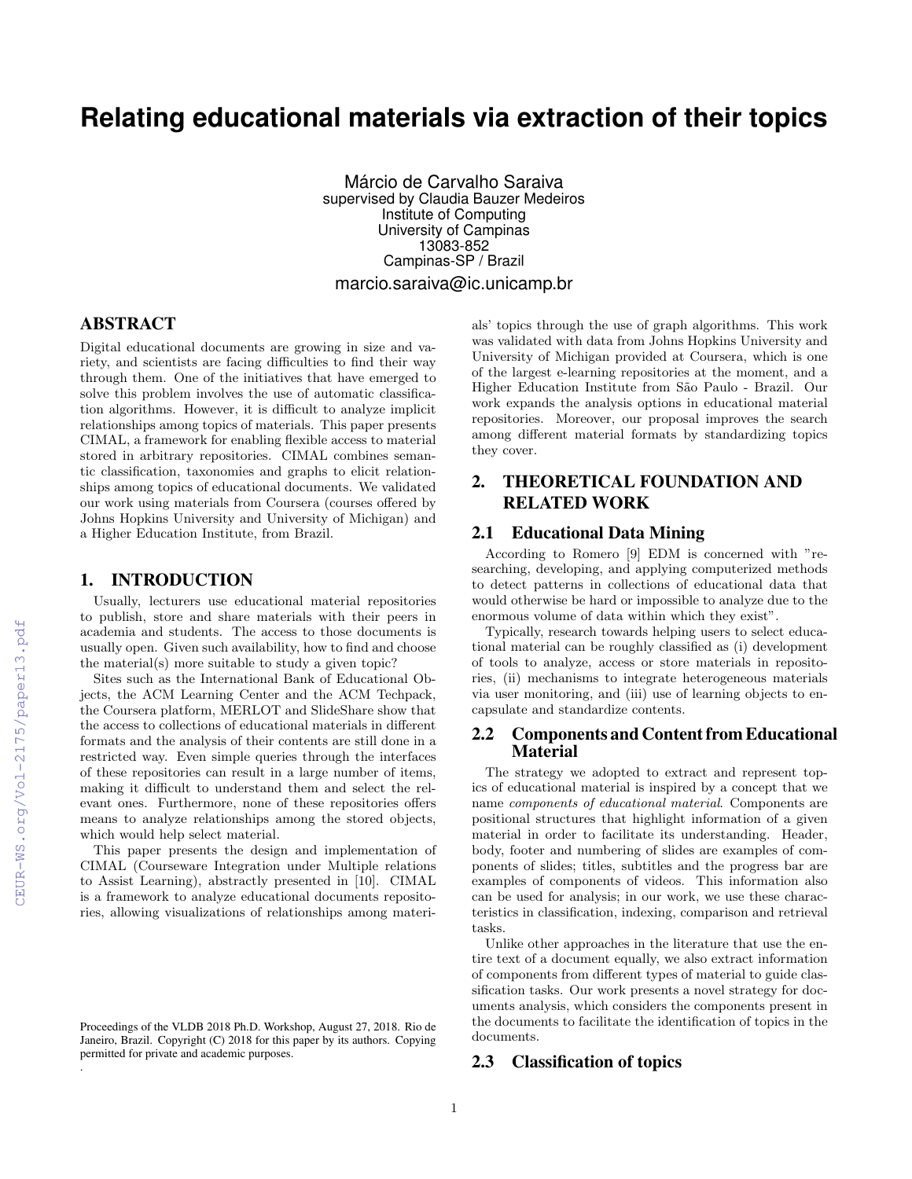# Relating educational materials via extraction of their topics

Márcio de Carvalho Saraiva
supervised by Claudia Bauzer Medeiros
Institute of Computing
University of Campinas
13083-852
Campinas-SP / Brazil
marcio.saraiva@ic.unicamp.br

## ABSTRACT

Digital educational documents are growing in size and variety, and scientists are facing difficulties to find their way through them. One of the initiatives that have emerged to solve this problem involves the use of automatic classification algorithms. However, it is difficult to analyze implicit relationships among topics of materials. This paper presents CIMAL, a framework for enabling flexible access to material stored in arbitrary repositories. CIMAL combines semantic classification, taxonomies and graphs to elicit relationships among topics of educational documents. We validated our work using materials from Coursera (courses offered by Johns Hopkins University and University of Michigan) and a Higher Education Institute, from Brazil.

## 1. INTRODUCTION

Usually, lecturers use educational material repositories to publish, store and share materials with their peers in academia and students. The access to those documents is usually open. Given such availability, how to find and choose the material(s) more suitable to study a given topic?

Sites such as the International Bank of Educational Objects, the ACM Learning Center and the ACM Techpack, the Coursera platform, MERLOT and SlideShare show that the access to collections of educational materials in different formats and the analysis of their contents are still done in a restricted way. Even simple queries through the interfaces of these repositories can result in a large number of items, making it difficult to understand them and select the relevant ones. Furthermore, none of these repositories offers means to analyze relationships among the stored objects, which would help select material.

This paper presents the design and implementation of CIMAL (Courseware Integration under Multiple relations to Assist Learning), abstractly presented in [10]. CIMAL is a framework to analyze educational documents repositories, allowing visualizations of relationships among materials' topics through the use of graph algorithms. This work was validated with data from Johns Hopkins University and University of Michigan provided at Coursera, which is one of the largest e-learning repositories at the moment, and a Higher Education Institute from São Paulo - Brazil. Our work expands the analysis options in educational material repositories. Moreover, our proposal improves the search among different material formats by standardizing topics they cover.

Proceedings of the VLDB 2018 Ph.D. Workshop, August 27, 2018. Rio de Janeiro, Brazil. Copyright (C) 2018 for this paper by its authors. Copying permitted for private and academic purposes.

## 2. THEORETICAL FOUNDATION AND RELATED WORK

### 2.1 Educational Data Mining

According to Romero [9] EDM is concerned with "researching, developing, and applying computerized methods to detect patterns in collections of educational data that would otherwise be hard or impossible to analyze due to the enormous volume of data within which they exist".

Typically, research towards helping users to select educational material can be roughly classified as (i) development of tools to analyze, access or store materials in repositories, (ii) mechanisms to integrate heterogeneous materials via user monitoring, and (iii) use of learning objects to encapsulate and standardize contents.

### 2.2 Components and Content from Educational Material

The strategy we adopted to extract and represent topics of educational material is inspired by a concept that we name *components of educational material*. Components are positional structures that highlight information of a given material in order to facilitate its understanding. Header, body, footer and numbering of slides are examples of components of slides; titles, subtitles and the progress bar are examples of components of videos. This information also can be used for analysis; in our work, we use these characteristics in classification, indexing, comparison and retrieval tasks.

Unlike other approaches in the literature that use the entire text of a document equally, we also extract information of components from different types of material to guide classification tasks. Our work presents a novel strategy for documents analysis, which considers the components present in the documents to facilitate the identification of topics in the documents.

### 2.3 Classification of topics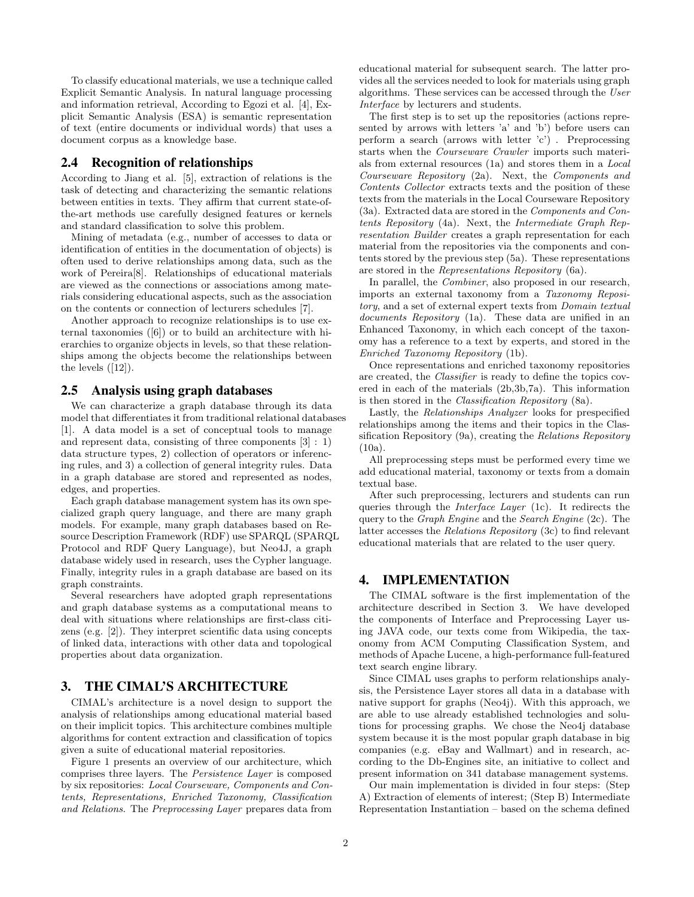To classify educational materials, we use a technique called Explicit Semantic Analysis. In natural language processing and information retrieval, According to Egozi et al. [4], Explicit Semantic Analysis (ESA) is semantic representation of text (entire documents or individual words) that uses a document corpus as a knowledge base.

## 2.4 Recognition of relationships

According to Jiang et al. [5], extraction of relations is the task of detecting and characterizing the semantic relations between entities in texts. They affirm that current state-of-the-art methods use carefully designed features or kernels and standard classification to solve this problem.

Mining of metadata (e.g., number of accesses to data or identification of entities in the documentation of objects) is often used to derive relationships among data, such as the work of Pereira[8]. Relationships of educational materials are viewed as the connections or associations among materials considering educational aspects, such as the association on the contents or connection of lecturers schedules [7].

Another approach to recognize relationships is to use external taxonomies ([6]) or to build an architecture with hierarchies to organize objects in levels, so that these relationships among the objects become the relationships between the levels ([12]).

## 2.5 Analysis using graph databases

We can characterize a graph database through its data model that differentiates it from traditional relational databases [1]. A data model is a set of conceptual tools to manage and represent data, consisting of three components [3] : 1) data structure types, 2) collection of operators or inferencing rules, and 3) a collection of general integrity rules. Data in a graph database are stored and represented as nodes, edges, and properties.

Each graph database management system has its own specialized graph query language, and there are many graph models. For example, many graph databases based on Resource Description Framework (RDF) use SPARQL (SPARQL Protocol and RDF Query Language), but Neo4J, a graph database widely used in research, uses the Cypher language. Finally, integrity rules in a graph database are based on its graph constraints.

Several researchers have adopted graph representations and graph database systems as a computational means to deal with situations where relationships are first-class citizens (e.g. [2]). They interpret scientific data using concepts of linked data, interactions with other data and topological properties about data organization.

# 3. THE CIMAL'S ARCHITECTURE

CIMAL's architecture is a novel design to support the analysis of relationships among educational material based on their implicit topics. This architecture combines multiple algorithms for content extraction and classification of topics given a suite of educational material repositories.

Figure 1 presents an overview of our architecture, which comprises three layers. The *Persistence Layer* is composed by six repositories: *Local Courseware, Components and Contents, Representations, Enriched Taxonomy, Classification and Relations*. The *Preprocessing Layer* prepares data from educational material for subsequent search. The latter provides all the services needed to look for materials using graph algorithms. These services can be accessed through the *User Interface* by lecturers and students.

The first step is to set up the repositories (actions represented by arrows with letters 'a' and 'b') before users can perform a search (arrows with letter 'c') . Preprocessing starts when the *Courseware Crawler* imports such materials from external resources (1a) and stores them in a *Local Courseware Repository* (2a). Next, the *Components and Contents Collector* extracts texts and the position of these texts from the materials in the Local Courseware Repository (3a). Extracted data are stored in the *Components and Contents Repository* (4a). Next, the *Intermediate Graph Representation Builder* creates a graph representation for each material from the repositories via the components and contents stored by the previous step (5a). These representations are stored in the *Representations Repository* (6a).

In parallel, the *Combiner*, also proposed in our research, imports an external taxonomy from a *Taxonomy Repository*, and a set of external expert texts from *Domain textual documents Repository* (1a). These data are unified in an Enhanced Taxonomy, in which each concept of the taxonomy has a reference to a text by experts, and stored in the *Enriched Taxonomy Repository* (1b).

Once representations and enriched taxonomy repositories are created, the *Classifier* is ready to define the topics covered in each of the materials (2b,3b,7a). This information is then stored in the *Classification Repository* (8a).

Lastly, the *Relationships Analyzer* looks for prespecified relationships among the items and their topics in the Classification Repository (9a), creating the *Relations Repository* (10a).

All preprocessing steps must be performed every time we add educational material, taxonomy or texts from a domain textual base.

After such preprocessing, lecturers and students can run queries through the *Interface Layer* (1c). It redirects the query to the *Graph Engine* and the *Search Engine* (2c). The latter accesses the *Relations Repository* (3c) to find relevant educational materials that are related to the user query.

# 4. IMPLEMENTATION

The CIMAL software is the first implementation of the architecture described in Section 3. We have developed the components of Interface and Preprocessing Layer using JAVA code, our texts come from Wikipedia, the taxonomy from ACM Computing Classification System, and methods of Apache Lucene, a high-performance full-featured text search engine library.

Since CIMAL uses graphs to perform relationships analysis, the Persistence Layer stores all data in a database with native support for graphs (Neo4j). With this approach, we are able to use already established technologies and solutions for processing graphs. We chose the Neo4j database system because it is the most popular graph database in big companies (e.g. eBay and Wallmart) and in research, according to the Db-Engines site, an initiative to collect and present information on 341 database management systems.

Our main implementation is divided in four steps: (Step A) Extraction of elements of interest; (Step B) Intermediate Representation Instantiation – based on the schema defined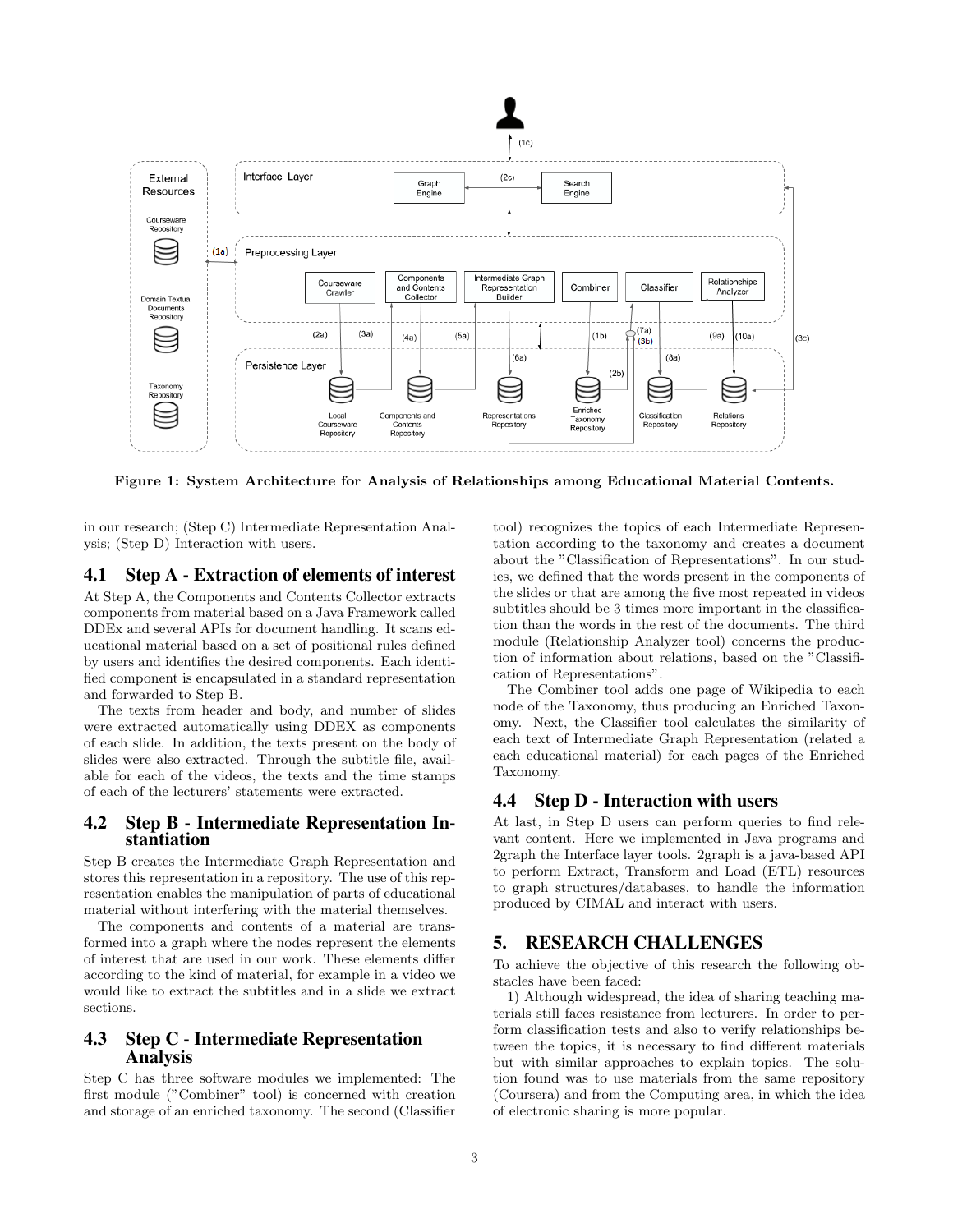Figure 1: System Architecture for Analysis of Relationships among Educational Material Contents.

in our research; (Step C) Intermediate Representation Analysis; (Step D) Interaction with users.

## 4.1 Step A - Extraction of elements of interest

At Step A, the Components and Contents Collector extracts components from material based on a Java Framework called DDEx and several APIs for document handling. It scans educational material based on a set of positional rules defined by users and identifies the desired components. Each identified component is encapsulated in a standard representation and forwarded to Step B.

The texts from header and body, and number of slides were extracted automatically using DDEX as components of each slide. In addition, the texts present on the body of slides were also extracted. Through the subtitle file, available for each of the videos, the texts and the time stamps of each of the lecturers' statements were extracted.

## 4.2 Step B - Intermediate Representation Instantiation

Step B creates the Intermediate Graph Representation and stores this representation in a repository. The use of this representation enables the manipulation of parts of educational material without interfering with the material themselves.

The components and contents of a material are transformed into a graph where the nodes represent the elements of interest that are used in our work. These elements differ according to the kind of material, for example in a video we would like to extract the subtitles and in a slide we extract sections.

## 4.3 Step C - Intermediate Representation Analysis

Step C has three software modules we implemented: The first module ("Combiner" tool) is concerned with creation and storage of an enriched taxonomy. The second (Classifier tool) recognizes the topics of each Intermediate Representation according to the taxonomy and creates a document about the "Classification of Representations". In our studies, we defined that the words present in the components of the slides or that are among the five most repeated in videos subtitles should be 3 times more important in the classification than the words in the rest of the documents. The third module (Relationship Analyzer tool) concerns the production of information about relations, based on the "Classification of Representations".

The Combiner tool adds one page of Wikipedia to each node of the Taxonomy, thus producing an Enriched Taxonomy. Next, the Classifier tool calculates the similarity of each text of Intermediate Graph Representation (related a each educational material) for each pages of the Enriched Taxonomy.

## 4.4 Step D - Interaction with users

At last, in Step D users can perform queries to find relevant content. Here we implemented in Java programs and 2graph the Interface layer tools. 2graph is a java-based API to perform Extract, Transform and Load (ETL) resources to graph structures/databases, to handle the information produced by CIMAL and interact with users.

# 5. RESEARCH CHALLENGES

To achieve the objective of this research the following obstacles have been faced:

1) Although widespread, the idea of sharing teaching materials still faces resistance from lecturers. In order to perform classification tests and also to verify relationships between the topics, it is necessary to find different materials but with similar approaches to explain topics. The solution found was to use materials from the same repository (Coursera) and from the Computing area, in which the idea of electronic sharing is more popular.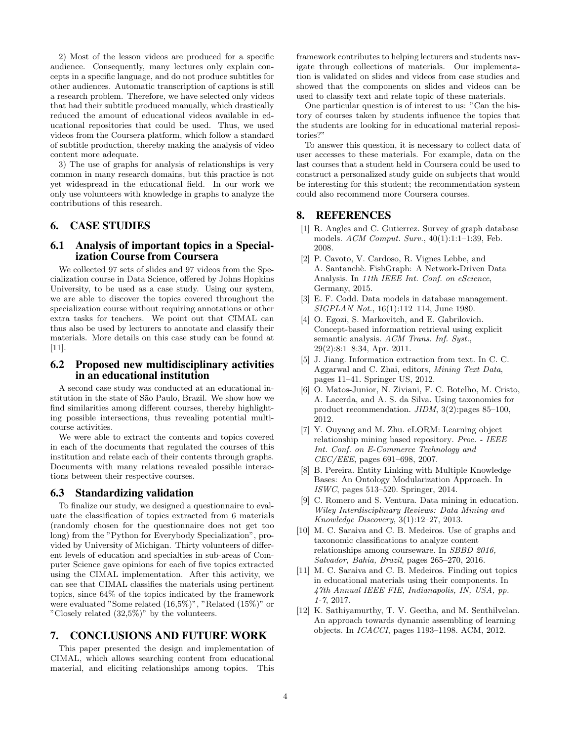2) Most of the lesson videos are produced for a specific audience. Consequently, many lectures only explain concepts in a specific language, and do not produce subtitles for other audiences. Automatic transcription of captions is still a research problem. Therefore, we have selected only videos that had their subtitle produced manually, which drastically reduced the amount of educational videos available in educational repositories that could be used. Thus, we used videos from the Coursera platform, which follow a standard of subtitle production, thereby making the analysis of video content more adequate.

3) The use of graphs for analysis of relationships is very common in many research domains, but this practice is not yet widespread in the educational field. In our work we only use volunteers with knowledge in graphs to analyze the contributions of this research.

## 6. CASE STUDIES

### 6.1 Analysis of important topics in a Specialization Course from Coursera

We collected 97 sets of slides and 97 videos from the Specialization course in Data Science, offered by Johns Hopkins University, to be used as a case study. Using our system, we are able to discover the topics covered throughout the specialization course without requiring annotations or other extra tasks for teachers. We point out that CIMAL can thus also be used by lecturers to annotate and classify their materials. More details on this case study can be found at [11].

### 6.2 Proposed new multidisciplinary activities in an educational institution

A second case study was conducted at an educational institution in the state of São Paulo, Brazil. We show how we find similarities among different courses, thereby highlighting possible intersections, thus revealing potential multi-course activities.

We were able to extract the contents and topics covered in each of the documents that regulated the courses of this institution and relate each of their contents through graphs. Documents with many relations revealed possible interactions between their respective courses.

### 6.3 Standardizing validation

To finalize our study, we designed a questionnaire to evaluate the classification of topics extracted from 6 materials (randomly chosen for the questionnaire does not get too long) from the "Python for Everybody Specialization", provided by University of Michigan. Thirty volunteers of different levels of education and specialties in sub-areas of Computer Science gave opinions for each of five topics extracted using the CIMAL implementation. After this activity, we can see that CIMAL classifies the materials using pertinent topics, since 64% of the topics indicated by the framework were evaluated "Some related (16,5%)", "Related (15%)" or "Closely related (32,5%)" by the volunteers.

## 7. CONCLUSIONS AND FUTURE WORK

This paper presented the design and implementation of CIMAL, which allows searching content from educational material, and eliciting relationships among topics. This framework contributes to helping lecturers and students navigate through collections of materials. Our implementation is validated on slides and videos from case studies and showed that the components on slides and videos can be used to classify text and relate topic of these materials.

One particular question is of interest to us: "Can the history of courses taken by students influence the topics that the students are looking for in educational material repositories?"

To answer this question, it is necessary to collect data of user accesses to these materials. For example, data on the last courses that a student held in Coursera could be used to construct a personalized study guide on subjects that would be interesting for this student; the recommendation system could also recommend more Coursera courses.

## 8. REFERENCES

[1] R. Angles and C. Gutierrez. Survey of graph database models. *ACM Comput. Surv.*, 40(1):1:1–1:39, Feb. 2008.

[2] P. Cavoto, V. Cardoso, R. Vignes Lebbe, and A. Santanchè. FishGraph: A Network-Driven Data Analysis. In *11th IEEE Int. Conf. on eScience*, Germany, 2015.

[3] E. F. Codd. Data models in database management. *SIGPLAN Not.*, 16(1):112–114, June 1980.

[4] O. Egozi, S. Markovitch, and E. Gabrilovich. Concept-based information retrieval using explicit semantic analysis. *ACM Trans. Inf. Syst.*, 29(2):8:1–8:34, Apr. 2011.

[5] J. Jiang. Information extraction from text. In C. C. Aggarwal and C. Zhai, editors, *Mining Text Data*, pages 11–41. Springer US, 2012.

[6] O. Matos-Junior, N. Ziviani, F. C. Botelho, M. Cristo, A. Lacerda, and A. S. da Silva. Using taxonomies for product recommendation. *JIDM*, 3(2):pages 85–100, 2012.

[7] Y. Ouyang and M. Zhu. eLORM: Learning object relationship mining based repository. *Proc. - IEEE Int. Conf. on E-Commerce Technology and CEC/EEE*, pages 691–698, 2007.

[8] B. Pereira. Entity Linking with Multiple Knowledge Bases: An Ontology Modularization Approach. In *ISWC*, pages 513–520. Springer, 2014.

[9] C. Romero and S. Ventura. Data mining in education. *Wiley Interdisciplinary Reviews: Data Mining and Knowledge Discovery*, 3(1):12–27, 2013.

[10] M. C. Saraiva and C. B. Medeiros. Use of graphs and taxonomic classifications to analyze content relationships among courseware. In *SBBD 2016, Salvador, Bahia, Brazil*, pages 265–270, 2016.

[11] M. C. Saraiva and C. B. Medeiros. Finding out topics in educational materials using their components. In *47th Annual IEEE FIE, Indianapolis, IN, USA, pp. 1-7*, 2017.

[12] K. Sathiyamurthy, T. V. Geetha, and M. Senthilvelan. An approach towards dynamic assembling of learning objects. In *ICACCI*, pages 1193–1198. ACM, 2012.